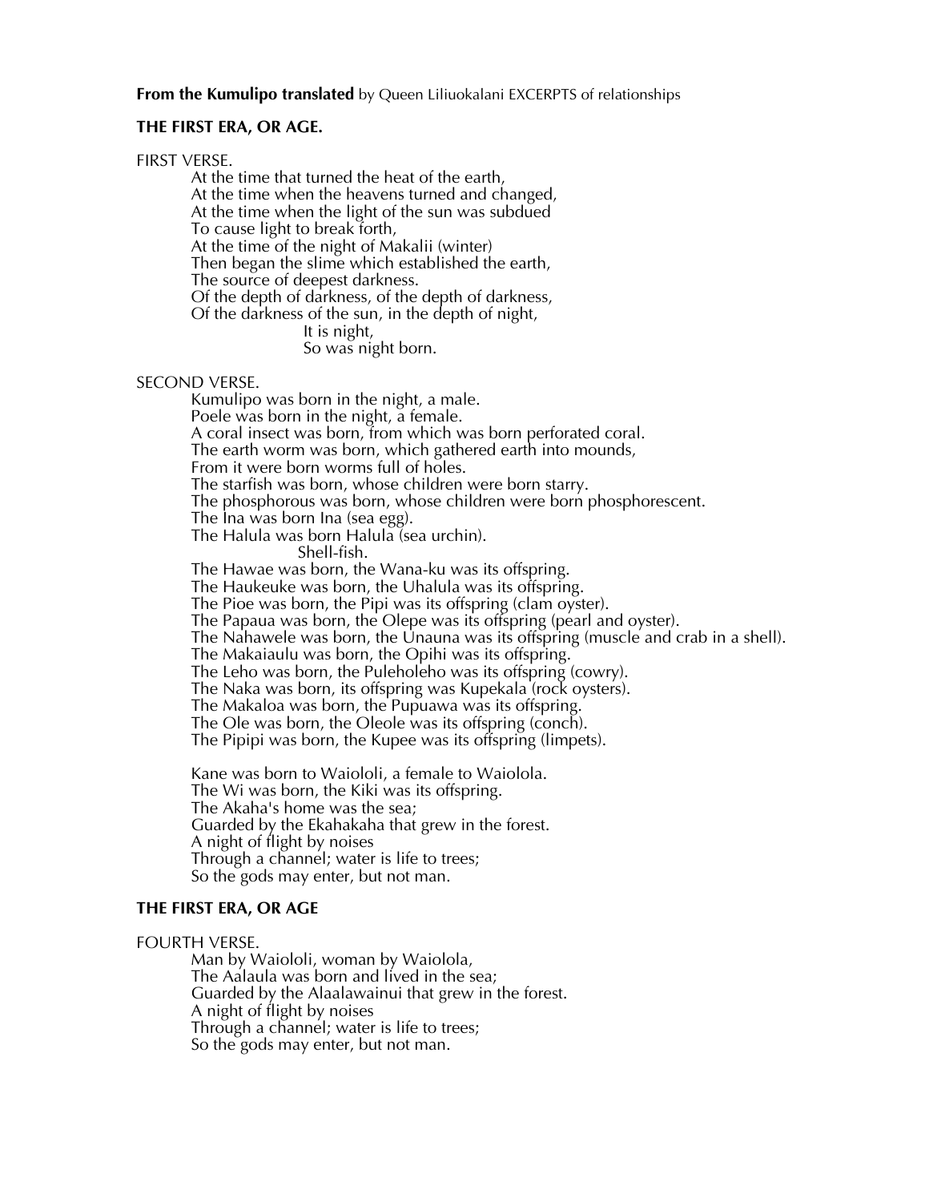**From the Kumulipo translated** by Queen Liliuokalani EXCERPTS of relationships

## THE FIRST ERA, OR AGE.

FIRST VERSE.

At the time that turned the heat of the earth,
At the time when the heavens turned and changed,
At the time when the light of the sun was subdued
To cause light to break forth,
At the time of the night of Makalii (winter)
Then began the slime which established the earth,
The source of deepest darkness.
Of the depth of darkness, of the depth of darkness,
Of the darkness of the sun, in the depth of night,
It is night,
So was night born.

SECOND VERSE.

Kumulipo was born in the night, a male.
Poele was born in the night, a female.
A coral insect was born, from which was born perforated coral.
The earth worm was born, which gathered earth into mounds,
From it were born worms full of holes.
The starfish was born, whose children were born starry.
The phosphorous was born, whose children were born phosphorescent.
The Ina was born Ina (sea egg).
The Halula was born Halula (sea urchin).
Shell-fish.
The Hawae was born, the Wana-ku was its offspring.
The Haukeuke was born, the Uhalula was its offspring.
The Pioe was born, the Pipi was its offspring (clam oyster).
The Papaua was born, the Olepe was its offspring (pearl and oyster).
The Nahawele was born, the Unauna was its offspring (muscle and crab in a shell).
The Makaiaulu was born, the Opihi was its offspring.
The Leho was born, the Puleholeho was its offspring (cowry).
The Naka was born, its offspring was Kupekala (rock oysters).
The Makaloa was born, the Pupuawa was its offspring.
The Ole was born, the Oleole was its offspring (conch).
The Pipipi was born, the Kupee was its offspring (limpets).

Kane was born to Waiololi, a female to Waiolola.
The Wi was born, the Kiki was its offspring.
The Akaha's home was the sea;
Guarded by the Ekahakaha that grew in the forest.
A night of flight by noises
Through a channel; water is life to trees;
So the gods may enter, but not man.

## THE FIRST ERA, OR AGE

FOURTH VERSE.

Man by Waiololi, woman by Waiolola,
The Aalaula was born and lived in the sea;
Guarded by the Alaalawainui that grew in the forest.
A night of flight by noises
Through a channel; water is life to trees;
So the gods may enter, but not man.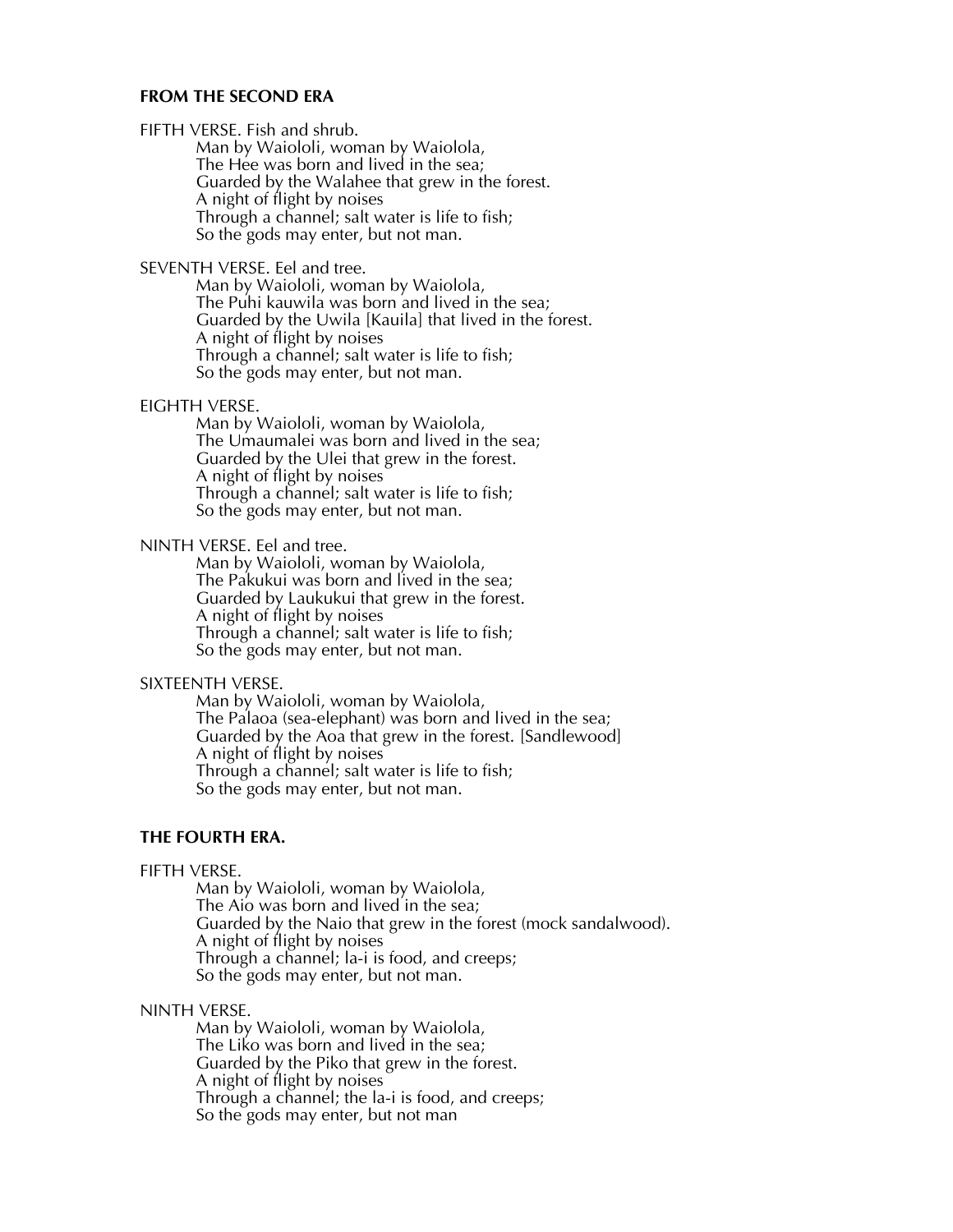**FROM THE SECOND ERA**

FIFTH VERSE. Fish and shrub.

Man by Waiololi, woman by Waiolola,
The Hee was born and lived in the sea;
Guarded by the Walahee that grew in the forest.
A night of flight by noises
Through a channel; salt water is life to fish;
So the gods may enter, but not man.

SEVENTH VERSE. Eel and tree.

Man by Waiololi, woman by Waiolola,
The Puhi kauwila was born and lived in the sea;
Guarded by the Uwila [Kauila] that lived in the forest.
A night of flight by noises
Through a channel; salt water is life to fish;
So the gods may enter, but not man.

EIGHTH VERSE.

Man by Waiololi, woman by Waiolola,
The Umaumalei was born and lived in the sea;
Guarded by the Ulei that grew in the forest.
A night of flight by noises
Through a channel; salt water is life to fish;
So the gods may enter, but not man.

NINTH VERSE. Eel and tree.

Man by Waiololi, woman by Waiolola,
The Pakukui was born and lived in the sea;
Guarded by Laukukui that grew in the forest.
A night of flight by noises
Through a channel; salt water is life to fish;
So the gods may enter, but not man.

SIXTEENTH VERSE.

Man by Waiololi, woman by Waiolola,
The Palaoa (sea-elephant) was born and lived in the sea;
Guarded by the Aoa that grew in the forest. [Sandlewood]
A night of flight by noises
Through a channel; salt water is life to fish;
So the gods may enter, but not man.

**THE FOURTH ERA.**

FIFTH VERSE.

Man by Waiololi, woman by Waiolola,
The Aio was born and lived in the sea;
Guarded by the Naio that grew in the forest (mock sandalwood).
A night of flight by noises
Through a channel; la-i is food, and creeps;
So the gods may enter, but not man.

NINTH VERSE.

Man by Waiololi, woman by Waiolola,
The Liko was born and lived in the sea;
Guarded by the Piko that grew in the forest.
A night of flight by noises
Through a channel; the la-i is food, and creeps;
So the gods may enter, but not man